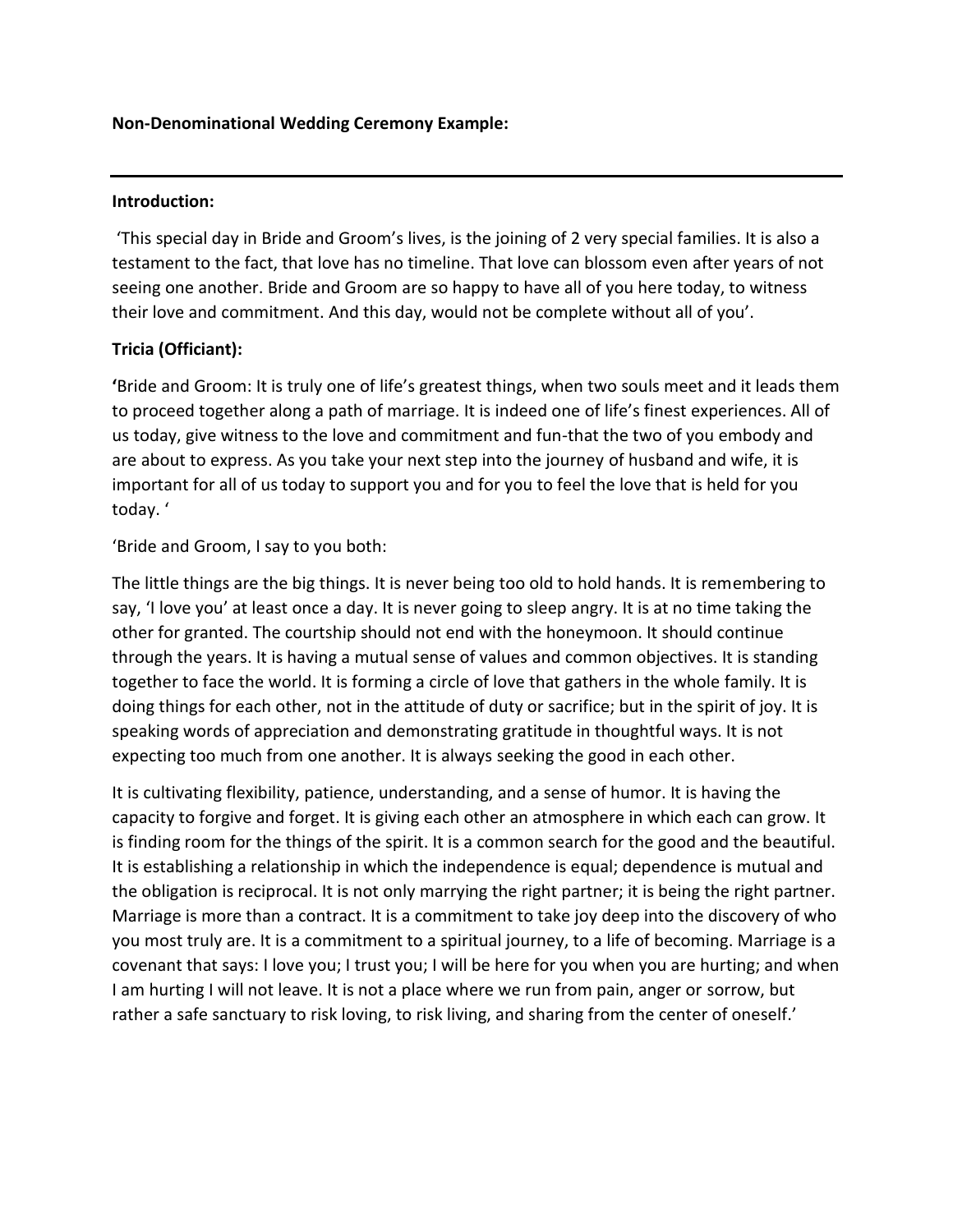**Non-Denominational Wedding Ceremony Example:**

---

**Introduction:**

'This special day in Bride and Groom's lives, is the joining of 2 very special families. It is also a testament to the fact, that love has no timeline. That love can blossom even after years of not seeing one another. Bride and Groom are so happy to have all of you here today, to witness their love and commitment. And this day, would not be complete without all of you'.

**Tricia (Officiant):**

**'**Bride and Groom: It is truly one of life's greatest things, when two souls meet and it leads them to proceed together along a path of marriage. It is indeed one of life's finest experiences. All of us today, give witness to the love and commitment and fun-that the two of you embody and are about to express. As you take your next step into the journey of husband and wife, it is important for all of us today to support you and for you to feel the love that is held for you today. '

'Bride and Groom, I say to you both:

The little things are the big things. It is never being too old to hold hands. It is remembering to say, 'I love you' at least once a day. It is never going to sleep angry. It is at no time taking the other for granted. The courtship should not end with the honeymoon. It should continue through the years. It is having a mutual sense of values and common objectives. It is standing together to face the world. It is forming a circle of love that gathers in the whole family. It is doing things for each other, not in the attitude of duty or sacrifice; but in the spirit of joy. It is speaking words of appreciation and demonstrating gratitude in thoughtful ways. It is not expecting too much from one another. It is always seeking the good in each other.

It is cultivating flexibility, patience, understanding, and a sense of humor. It is having the capacity to forgive and forget. It is giving each other an atmosphere in which each can grow. It is finding room for the things of the spirit. It is a common search for the good and the beautiful. It is establishing a relationship in which the independence is equal; dependence is mutual and the obligation is reciprocal. It is not only marrying the right partner; it is being the right partner. Marriage is more than a contract. It is a commitment to take joy deep into the discovery of who you most truly are. It is a commitment to a spiritual journey, to a life of becoming. Marriage is a covenant that says: I love you; I trust you; I will be here for you when you are hurting; and when I am hurting I will not leave. It is not a place where we run from pain, anger or sorrow, but rather a safe sanctuary to risk loving, to risk living, and sharing from the center of oneself.'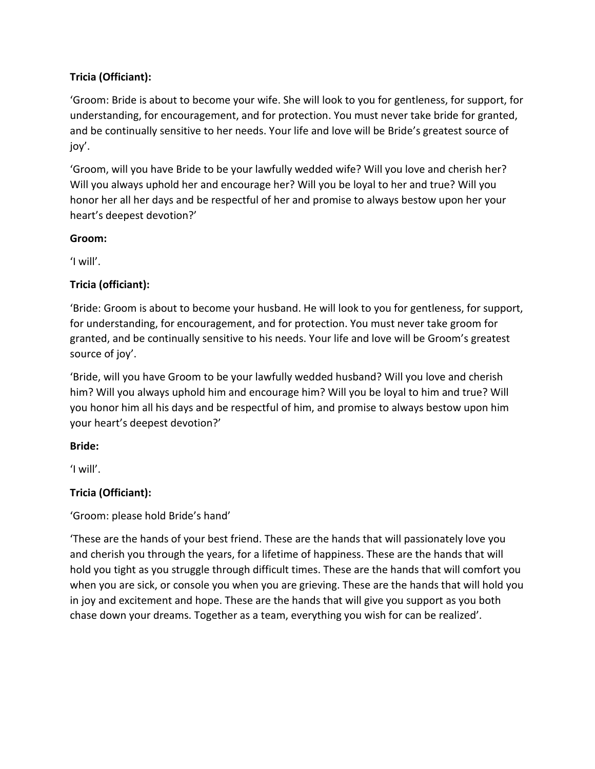**Tricia (Officiant):**

‘Groom: Bride is about to become your wife. She will look to you for gentleness, for support, for understanding, for encouragement, and for protection. You must never take bride for granted, and be continually sensitive to her needs. Your life and love will be Bride’s greatest source of joy’.

‘Groom, will you have Bride to be your lawfully wedded wife? Will you love and cherish her? Will you always uphold her and encourage her? Will you be loyal to her and true? Will you honor her all her days and be respectful of her and promise to always bestow upon her your heart’s deepest devotion?’

**Groom:**

‘I will’.

**Tricia (officiant):**

‘Bride: Groom is about to become your husband. He will look to you for gentleness, for support, for understanding, for encouragement, and for protection. You must never take groom for granted, and be continually sensitive to his needs. Your life and love will be Groom’s greatest source of joy’.

‘Bride, will you have Groom to be your lawfully wedded husband? Will you love and cherish him? Will you always uphold him and encourage him? Will you be loyal to him and true? Will you honor him all his days and be respectful of him, and promise to always bestow upon him your heart’s deepest devotion?’

**Bride:**

‘I will’.

**Tricia (Officiant):**

‘Groom: please hold Bride’s hand’

‘These are the hands of your best friend. These are the hands that will passionately love you and cherish you through the years, for a lifetime of happiness. These are the hands that will hold you tight as you struggle through difficult times. These are the hands that will comfort you when you are sick, or console you when you are grieving. These are the hands that will hold you in joy and excitement and hope. These are the hands that will give you support as you both chase down your dreams. Together as a team, everything you wish for can be realized’.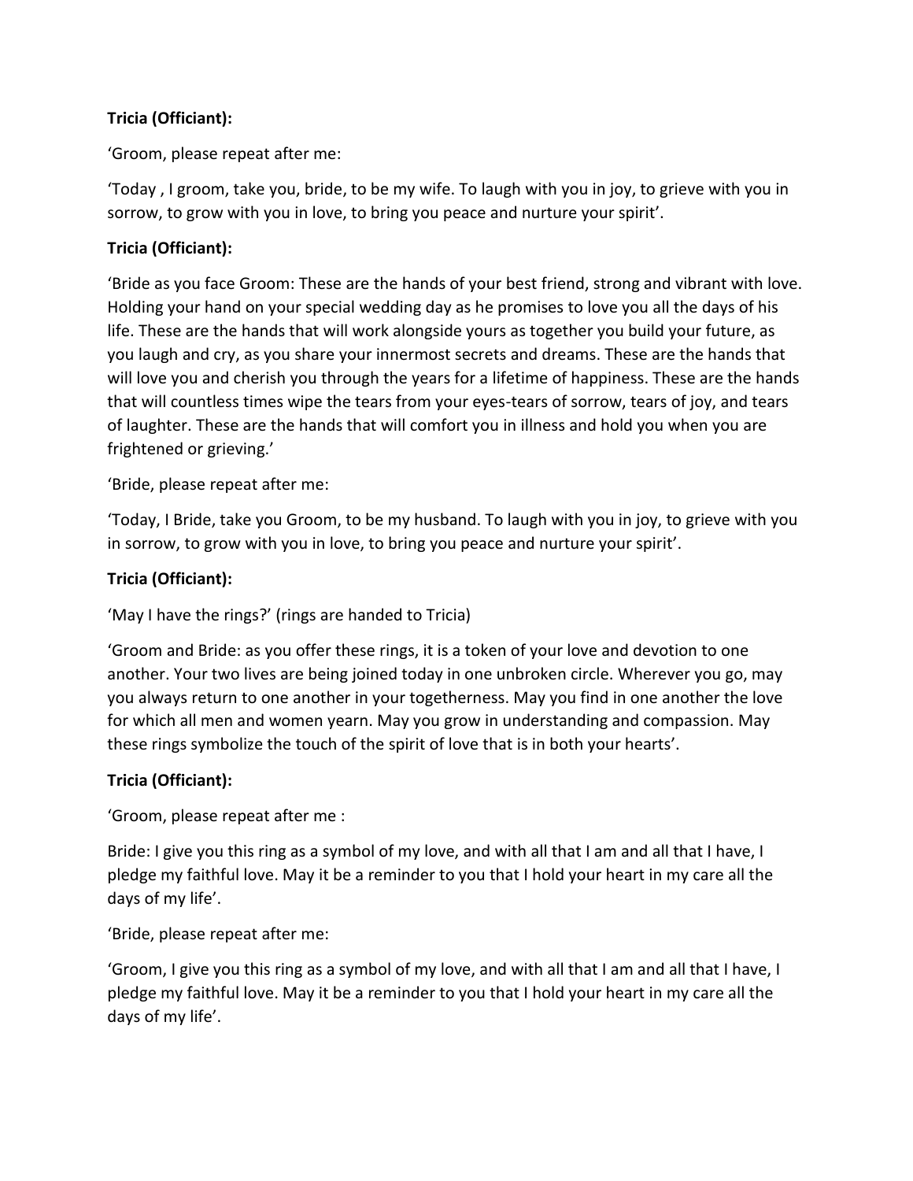**Tricia (Officiant):**

'Groom, please repeat after me:

'Today , I groom, take you, bride, to be my wife. To laugh with you in joy, to grieve with you in sorrow, to grow with you in love, to bring you peace and nurture your spirit'.

**Tricia (Officiant):**

'Bride as you face Groom: These are the hands of your best friend, strong and vibrant with love. Holding your hand on your special wedding day as he promises to love you all the days of his life. These are the hands that will work alongside yours as together you build your future, as you laugh and cry, as you share your innermost secrets and dreams. These are the hands that will love you and cherish you through the years for a lifetime of happiness. These are the hands that will countless times wipe the tears from your eyes-tears of sorrow, tears of joy, and tears of laughter. These are the hands that will comfort you in illness and hold you when you are frightened or grieving.'

'Bride, please repeat after me:

'Today, I Bride, take you Groom, to be my husband. To laugh with you in joy, to grieve with you in sorrow, to grow with you in love, to bring you peace and nurture your spirit'.

**Tricia (Officiant):**

'May I have the rings?' (rings are handed to Tricia)

'Groom and Bride: as you offer these rings, it is a token of your love and devotion to one another. Your two lives are being joined today in one unbroken circle. Wherever you go, may you always return to one another in your togetherness. May you find in one another the love for which all men and women yearn. May you grow in understanding and compassion. May these rings symbolize the touch of the spirit of love that is in both your hearts'.

**Tricia (Officiant):**

'Groom, please repeat after me :

Bride: I give you this ring as a symbol of my love, and with all that I am and all that I have, I pledge my faithful love. May it be a reminder to you that I hold your heart in my care all the days of my life'.

'Bride, please repeat after me:

'Groom, I give you this ring as a symbol of my love, and with all that I am and all that I have, I pledge my faithful love. May it be a reminder to you that I hold your heart in my care all the days of my life'.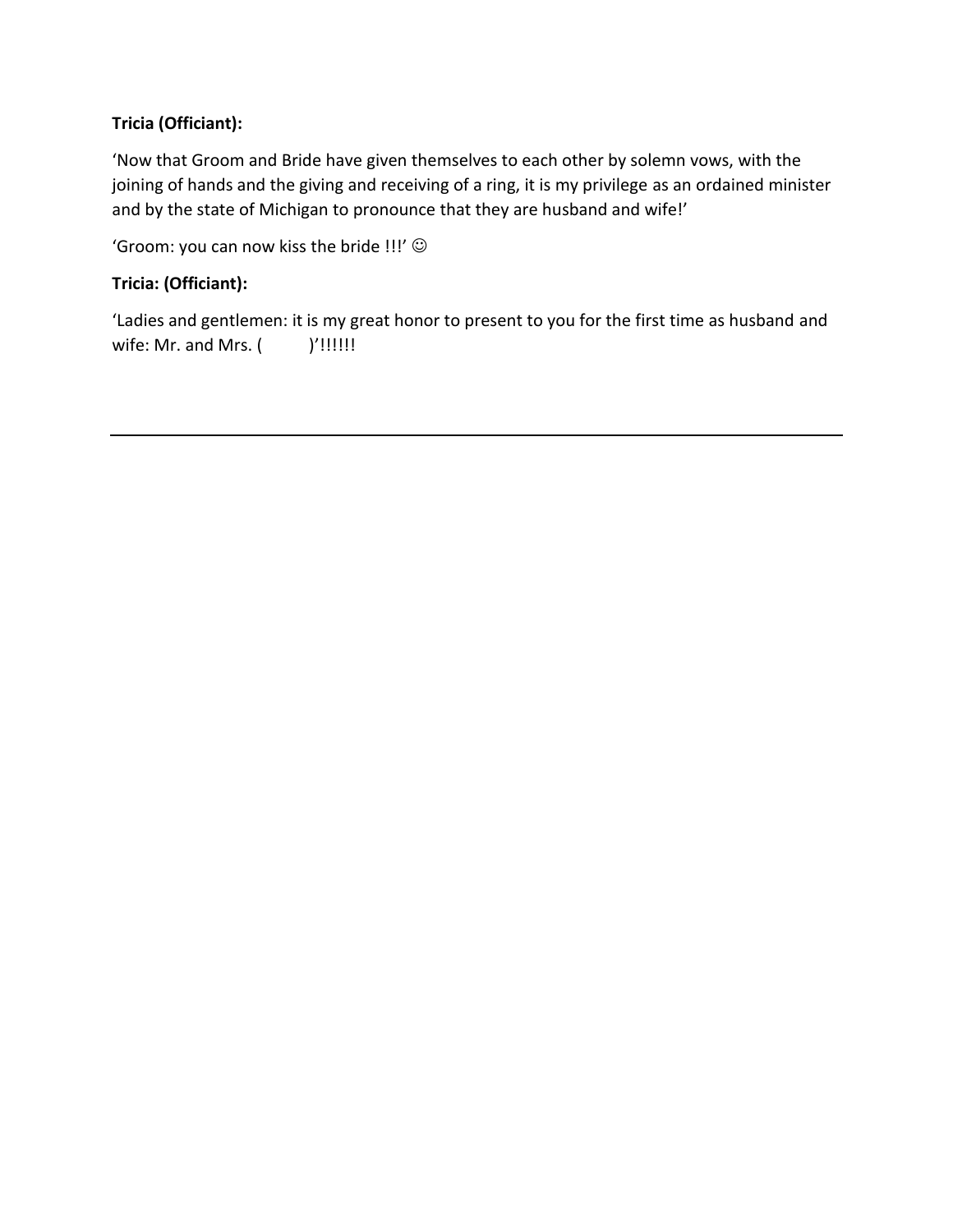**Tricia (Officiant):**

'Now that Groom and Bride have given themselves to each other by solemn vows, with the joining of hands and the giving and receiving of a ring, it is my privilege as an ordained minister and by the state of Michigan to pronounce that they are husband and wife!'

'Groom: you can now kiss the bride !!!' ☺

**Tricia: (Officiant):**

'Ladies and gentlemen: it is my great honor to present to you for the first time as husband and wife: Mr. and Mrs. (          )'!!!!!!

---